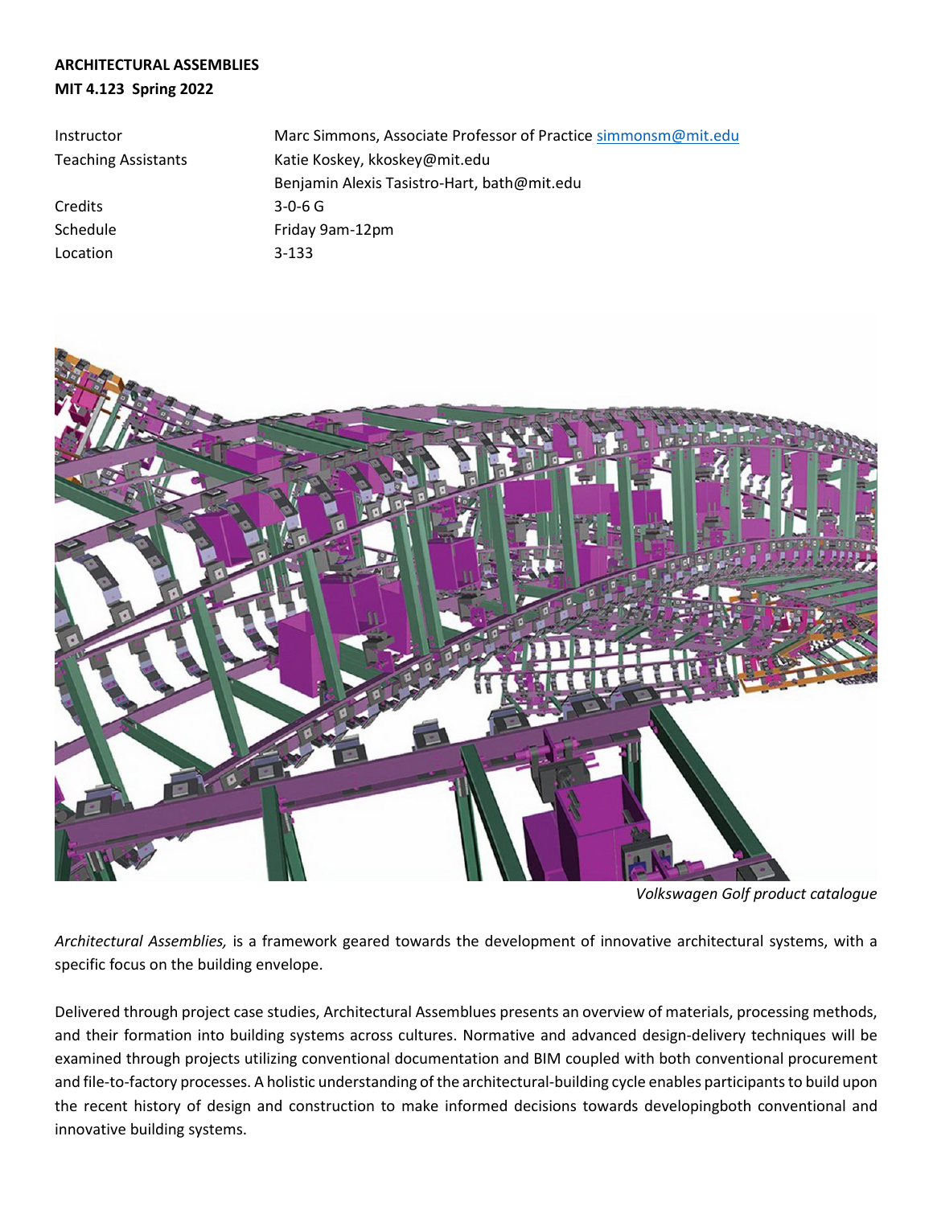**ARCHITECTURAL ASSEMBLIES**

**MIT 4.123 Spring 2022**

| | |
|---|---|
| Instructor | Marc Simmons, Associate Professor of Practice simmonsm@mit.edu |
| Teaching Assistants | Katie Koskey, kkoskey@mit.edu |
| | Benjamin Alexis Tasistro-Hart, bath@mit.edu |
| Credits | 3-0-6 G |
| Schedule | Friday 9am-12pm |
| Location | 3-133 |

*Volkswagen Golf product catalogue*

*Architectural Assemblies,* is a framework geared towards the development of innovative architectural systems, with a specific focus on the building envelope.

Delivered through project case studies, Architectural Assemblues presents an overview of materials, processing methods, and their formation into building systems across cultures. Normative and advanced design-delivery techniques will be examined through projects utilizing conventional documentation and BIM coupled with both conventional procurement and file-to-factory processes. A holistic understanding of the architectural-building cycle enables participants to build upon the recent history of design and construction to make informed decisions towards developingboth conventional and innovative building systems.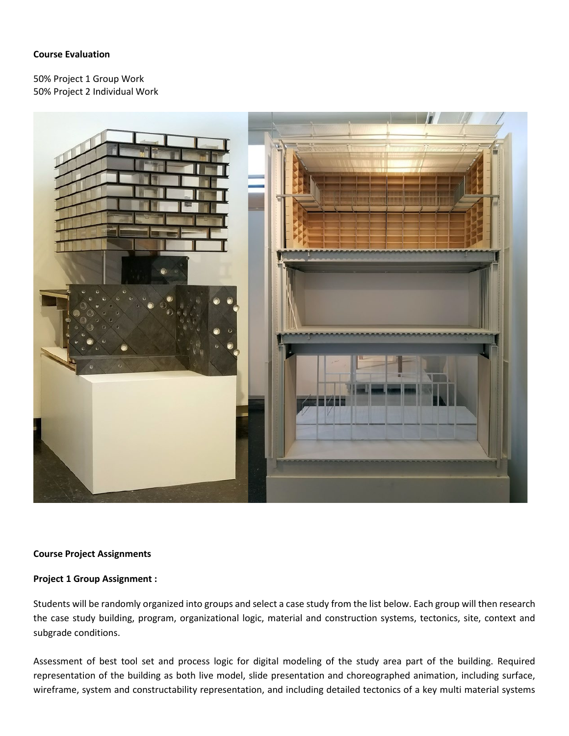**Course Evaluation**

50% Project 1 Group Work
50% Project 2 Individual Work

**Course Project Assignments**

**Project 1 Group Assignment :**

Students will be randomly organized into groups and select a case study from the list below. Each group will then research the case study building, program, organizational logic, material and construction systems, tectonics, site, context and subgrade conditions.

Assessment of best tool set and process logic for digital modeling of the study area part of the building. Required representation of the building as both live model, slide presentation and choreographed animation, including surface, wireframe, system and constructability representation, and including detailed tectonics of a key multi material systems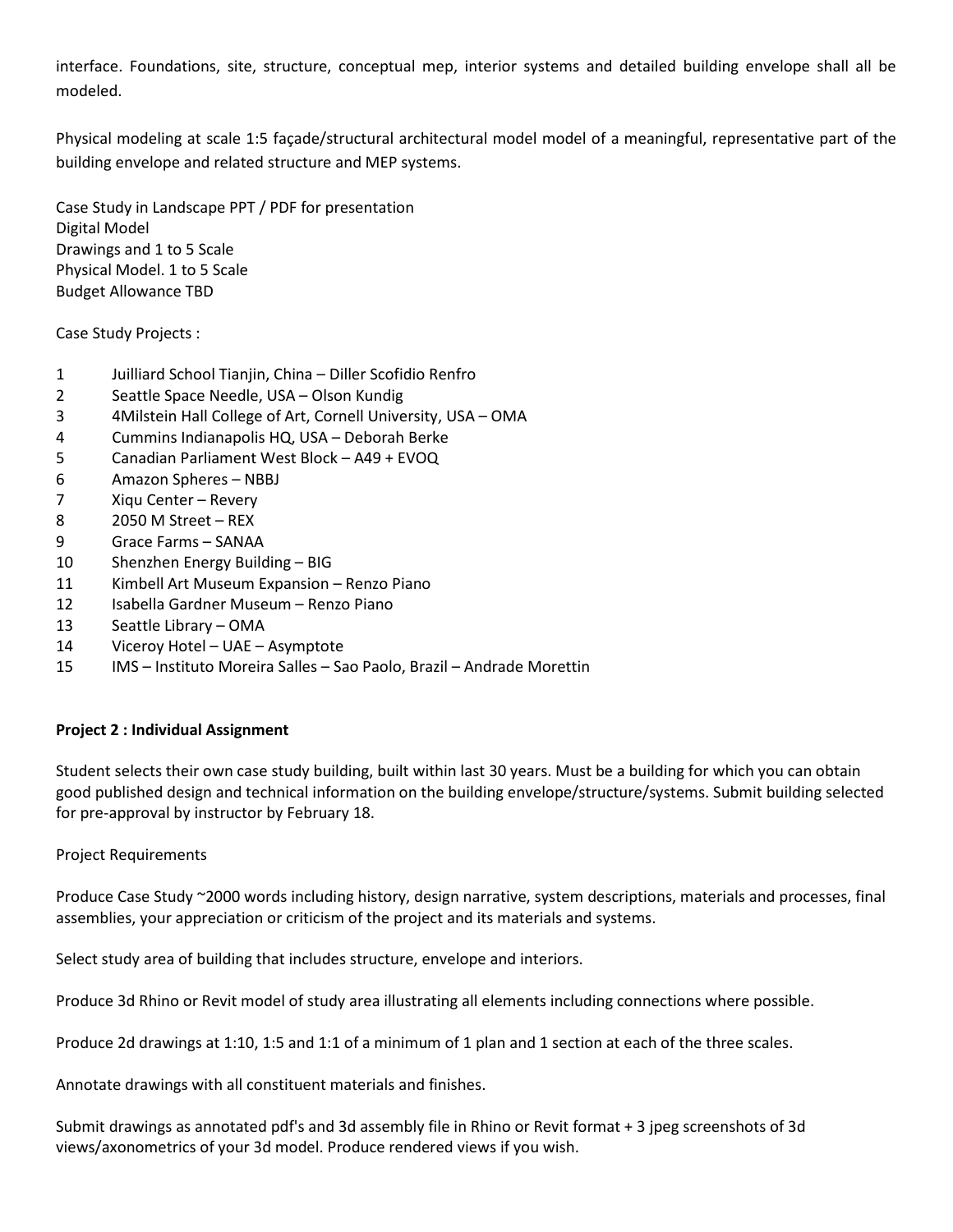interface. Foundations, site, structure, conceptual mep, interior systems and detailed building envelope shall all be modeled.

Physical modeling at scale 1:5 façade/structural architectural model model of a meaningful, representative part of the building envelope and related structure and MEP systems.

Case Study in Landscape PPT / PDF for presentation
Digital Model
Drawings and 1 to 5 Scale
Physical Model. 1 to 5 Scale
Budget Allowance TBD

Case Study Projects :

1. Juilliard School Tianjin, China – Diller Scofidio Renfro
2. Seattle Space Needle, USA – Olson Kundig
3. 4Milstein Hall College of Art, Cornell University, USA – OMA
4. Cummins Indianapolis HQ, USA – Deborah Berke
5. Canadian Parliament West Block – A49 + EVOQ
6. Amazon Spheres – NBBJ
7. Xiqu Center – Revery
8. 2050 M Street – REX
9. Grace Farms – SANAA
10. Shenzhen Energy Building – BIG
11. Kimbell Art Museum Expansion – Renzo Piano
12. Isabella Gardner Museum – Renzo Piano
13. Seattle Library – OMA
14. Viceroy Hotel – UAE – Asymptote
15. IMS – Instituto Moreira Salles – Sao Paolo, Brazil – Andrade Morettin

**Project 2 : Individual Assignment**

Student selects their own case study building, built within last 30 years. Must be a building for which you can obtain good published design and technical information on the building envelope/structure/systems. Submit building selected for pre-approval by instructor by February 18.

Project Requirements

Produce Case Study ~2000 words including history, design narrative, system descriptions, materials and processes, final assemblies, your appreciation or criticism of the project and its materials and systems.

Select study area of building that includes structure, envelope and interiors.

Produce 3d Rhino or Revit model of study area illustrating all elements including connections where possible.

Produce 2d drawings at 1:10, 1:5 and 1:1 of a minimum of 1 plan and 1 section at each of the three scales.

Annotate drawings with all constituent materials and finishes.

Submit drawings as annotated pdf's and 3d assembly file in Rhino or Revit format + 3 jpeg screenshots of 3d views/axonometrics of your 3d model. Produce rendered views if you wish.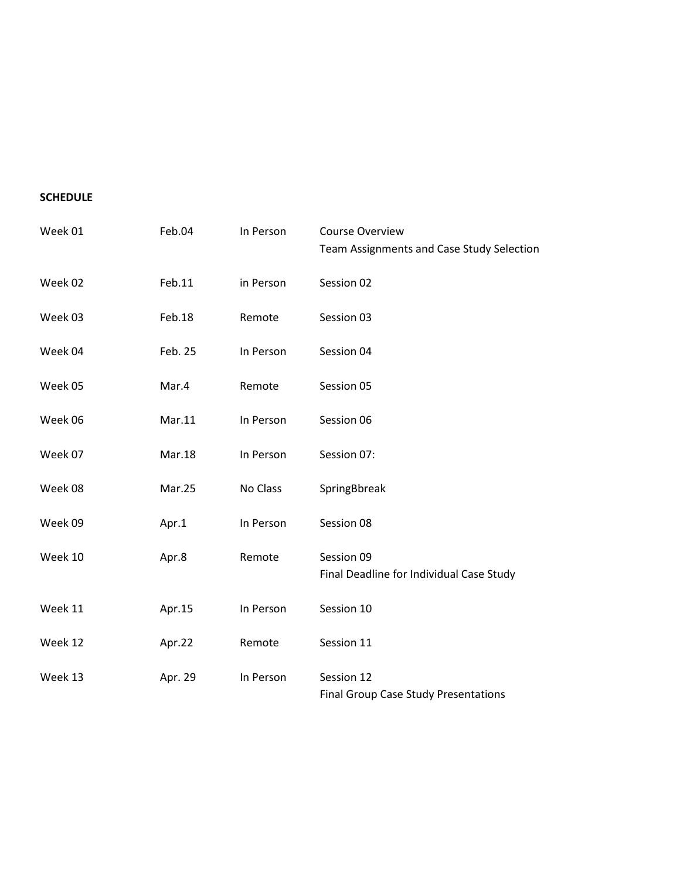**SCHEDULE**

| | | | |
|---|---|---|---|
| Week 01 | Feb.04 | In Person | Course Overview<br>Team Assignments and Case Study Selection |
| Week 02 | Feb.11 | in Person | Session 02 |
| Week 03 | Feb.18 | Remote | Session 03 |
| Week 04 | Feb. 25 | In Person | Session 04 |
| Week 05 | Mar.4 | Remote | Session 05 |
| Week 06 | Mar.11 | In Person | Session 06 |
| Week 07 | Mar.18 | In Person | Session 07: |
| Week 08 | Mar.25 | No Class | SpringBbreak |
| Week 09 | Apr.1 | In Person | Session 08 |
| Week 10 | Apr.8 | Remote | Session 09<br>Final Deadline for Individual Case Study |
| Week 11 | Apr.15 | In Person | Session 10 |
| Week 12 | Apr.22 | Remote | Session 11 |
| Week 13 | Apr. 29 | In Person | Session 12<br>Final Group Case Study Presentations |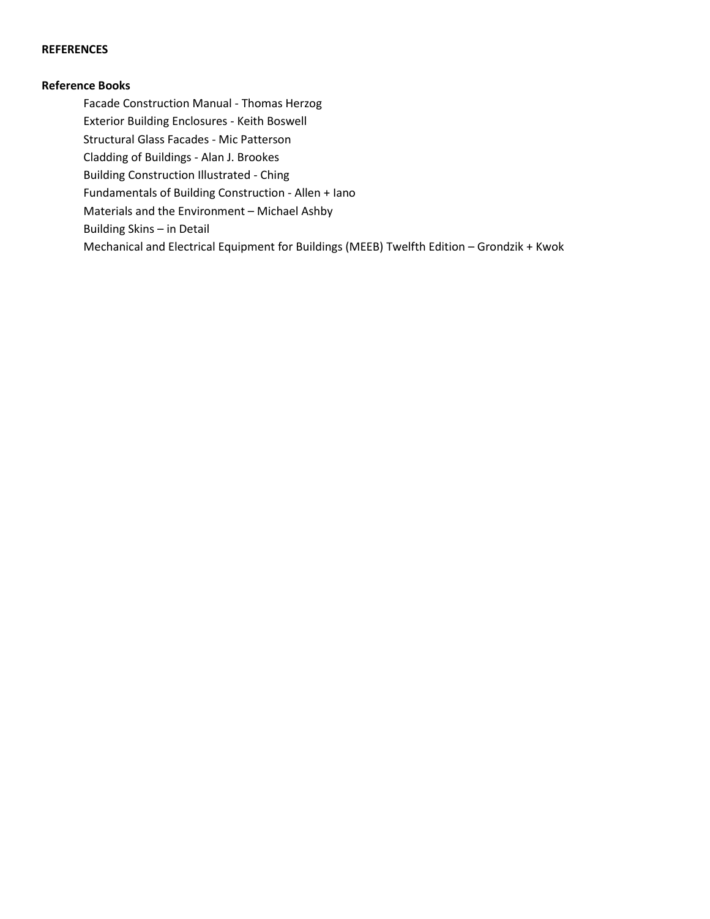**REFERENCES**

**Reference Books**

Facade Construction Manual - Thomas Herzog
Exterior Building Enclosures - Keith Boswell
Structural Glass Facades - Mic Patterson
Cladding of Buildings - Alan J. Brookes
Building Construction Illustrated - Ching
Fundamentals of Building Construction - Allen + Iano
Materials and the Environment – Michael Ashby
Building Skins – in Detail
Mechanical and Electrical Equipment for Buildings (MEEB) Twelfth Edition – Grondzik + Kwok